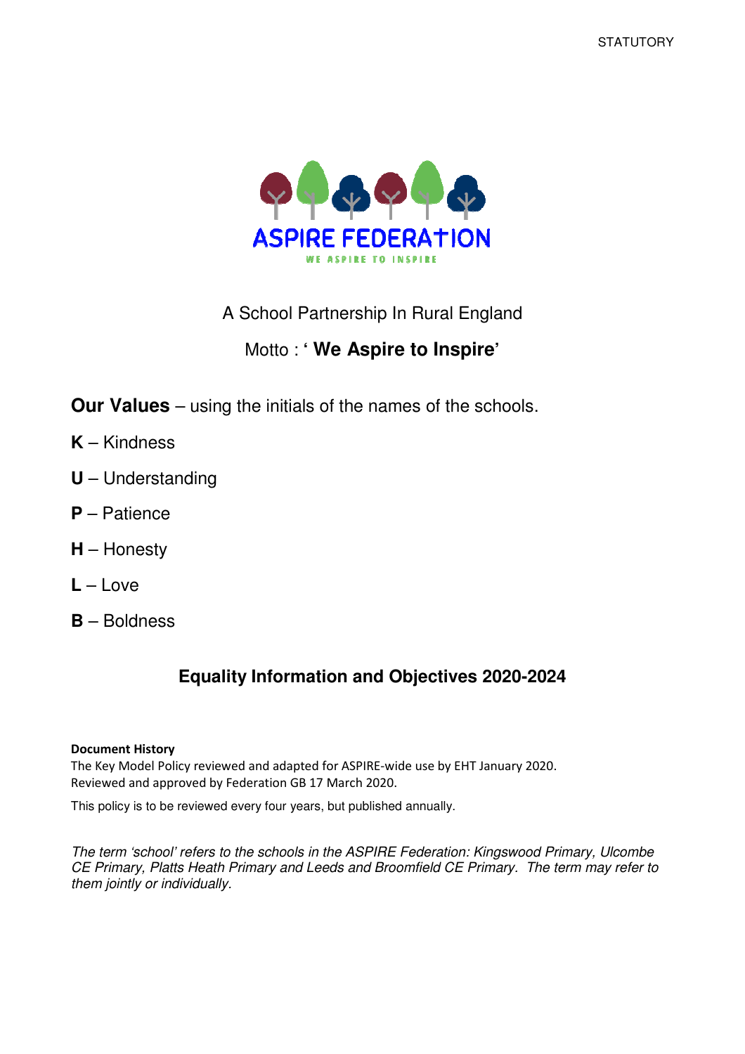STATUTORY

ASPIRE FEDERATION

WE ASPIRE TO INSPIRE

A School Partnership In Rural England

Motto : **' We Aspire to Inspire'**

**Our Values** – using the initials of the names of the schools.

**K** – Kindness

**U** – Understanding

**P** – Patience

**H** – Honesty

**L** – Love

**B** – Boldness

## Equality Information and Objectives 2020-2024

**Document History**

The Key Model Policy reviewed and adapted for ASPIRE-wide use by EHT January 2020.
Reviewed and approved by Federation GB 17 March 2020.

This policy is to be reviewed every four years, but published annually.

*The term 'school' refers to the schools in the ASPIRE Federation: Kingswood Primary, Ulcombe CE Primary, Platts Heath Primary and Leeds and Broomfield CE Primary. The term may refer to them jointly or individually.*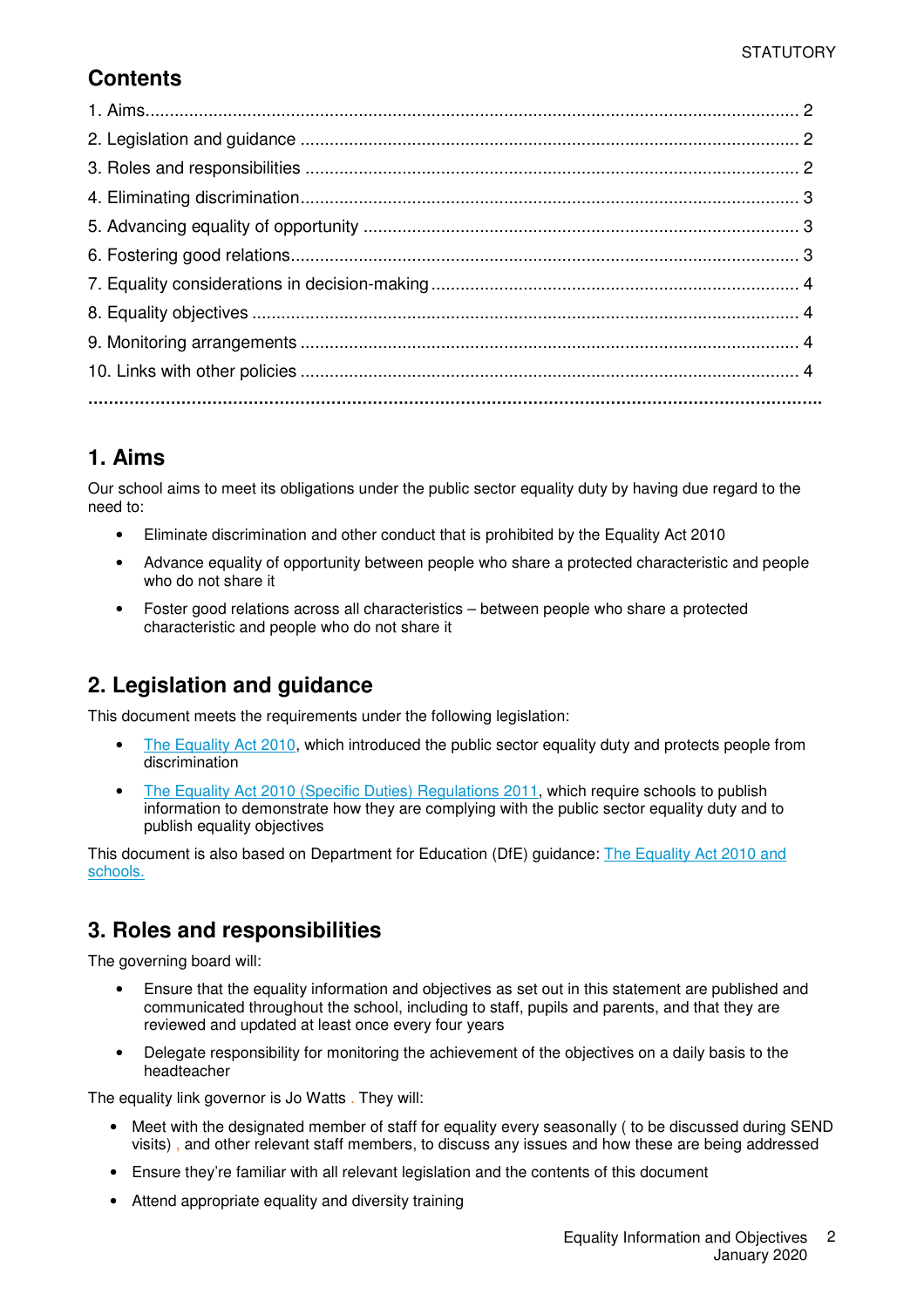STATUTORY

## Contents

1. Aims........................................................................................................................ 2
2. Legislation and guidance ...................................................................................... 2
3. Roles and responsibilities ..................................................................................... 2
4. Eliminating discrimination...................................................................................... 3
5. Advancing equality of opportunity ......................................................................... 3
6. Fostering good relations........................................................................................ 3
7. Equality considerations in decision-making ........................................................... 4
8. Equality objectives ................................................................................................ 4
9. Monitoring arrangements ...................................................................................... 4
10. Links with other policies ...................................................................................... 4

---

## 1. Aims

Our school aims to meet its obligations under the public sector equality duty by having due regard to the need to:

- Eliminate discrimination and other conduct that is prohibited by the Equality Act 2010
- Advance equality of opportunity between people who share a protected characteristic and people who do not share it
- Foster good relations across all characteristics – between people who share a protected characteristic and people who do not share it

## 2. Legislation and guidance

This document meets the requirements under the following legislation:

- The Equality Act 2010, which introduced the public sector equality duty and protects people from discrimination
- The Equality Act 2010 (Specific Duties) Regulations 2011, which require schools to publish information to demonstrate how they are complying with the public sector equality duty and to publish equality objectives

This document is also based on Department for Education (DfE) guidance: The Equality Act 2010 and schools.

## 3. Roles and responsibilities

The governing board will:

- Ensure that the equality information and objectives as set out in this statement are published and communicated throughout the school, including to staff, pupils and parents, and that they are reviewed and updated at least once every four years
- Delegate responsibility for monitoring the achievement of the objectives on a daily basis to the headteacher

The equality link governor is Jo Watts . They will:

- Meet with the designated member of staff for equality every seasonally ( to be discussed during SEND visits) , and other relevant staff members, to discuss any issues and how these are being addressed
- Ensure they're familiar with all relevant legislation and the contents of this document
- Attend appropriate equality and diversity training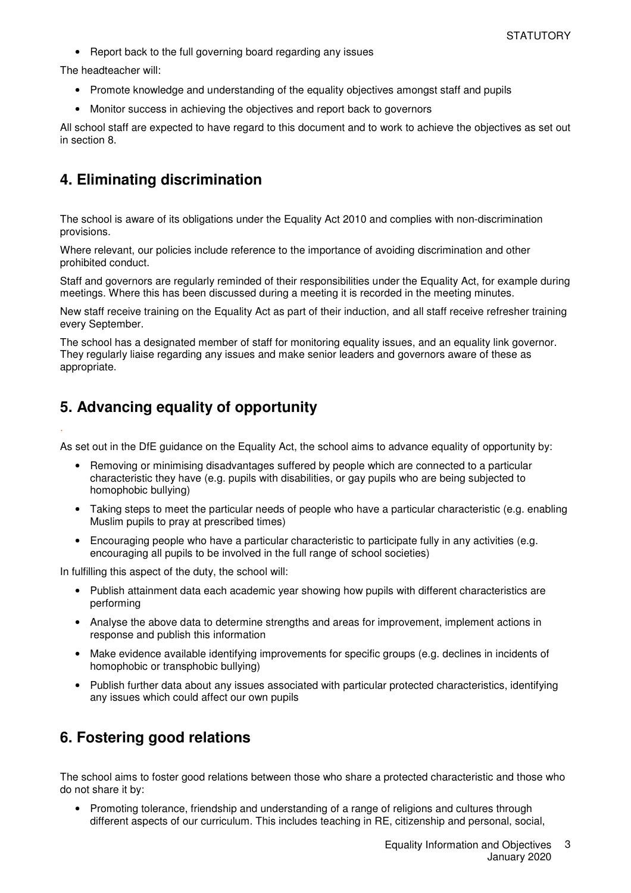- Report back to the full governing board regarding any issues

The headteacher will:

- Promote knowledge and understanding of the equality objectives amongst staff and pupils
- Monitor success in achieving the objectives and report back to governors

All school staff are expected to have regard to this document and to work to achieve the objectives as set out in section 8.

## 4. Eliminating discrimination

The school is aware of its obligations under the Equality Act 2010 and complies with non-discrimination provisions.

Where relevant, our policies include reference to the importance of avoiding discrimination and other prohibited conduct.

Staff and governors are regularly reminded of their responsibilities under the Equality Act, for example during meetings. Where this has been discussed during a meeting it is recorded in the meeting minutes.

New staff receive training on the Equality Act as part of their induction, and all staff receive refresher training every September.

The school has a designated member of staff for monitoring equality issues, and an equality link governor. They regularly liaise regarding any issues and make senior leaders and governors aware of these as appropriate.

## 5. Advancing equality of opportunity

As set out in the DfE guidance on the Equality Act, the school aims to advance equality of opportunity by:

- Removing or minimising disadvantages suffered by people which are connected to a particular characteristic they have (e.g. pupils with disabilities, or gay pupils who are being subjected to homophobic bullying)
- Taking steps to meet the particular needs of people who have a particular characteristic (e.g. enabling Muslim pupils to pray at prescribed times)
- Encouraging people who have a particular characteristic to participate fully in any activities (e.g. encouraging all pupils to be involved in the full range of school societies)

In fulfilling this aspect of the duty, the school will:

- Publish attainment data each academic year showing how pupils with different characteristics are performing
- Analyse the above data to determine strengths and areas for improvement, implement actions in response and publish this information
- Make evidence available identifying improvements for specific groups (e.g. declines in incidents of homophobic or transphobic bullying)
- Publish further data about any issues associated with particular protected characteristics, identifying any issues which could affect our own pupils

## 6. Fostering good relations

The school aims to foster good relations between those who share a protected characteristic and those who do not share it by:

- Promoting tolerance, friendship and understanding of a range of religions and cultures through different aspects of our curriculum. This includes teaching in RE, citizenship and personal, social,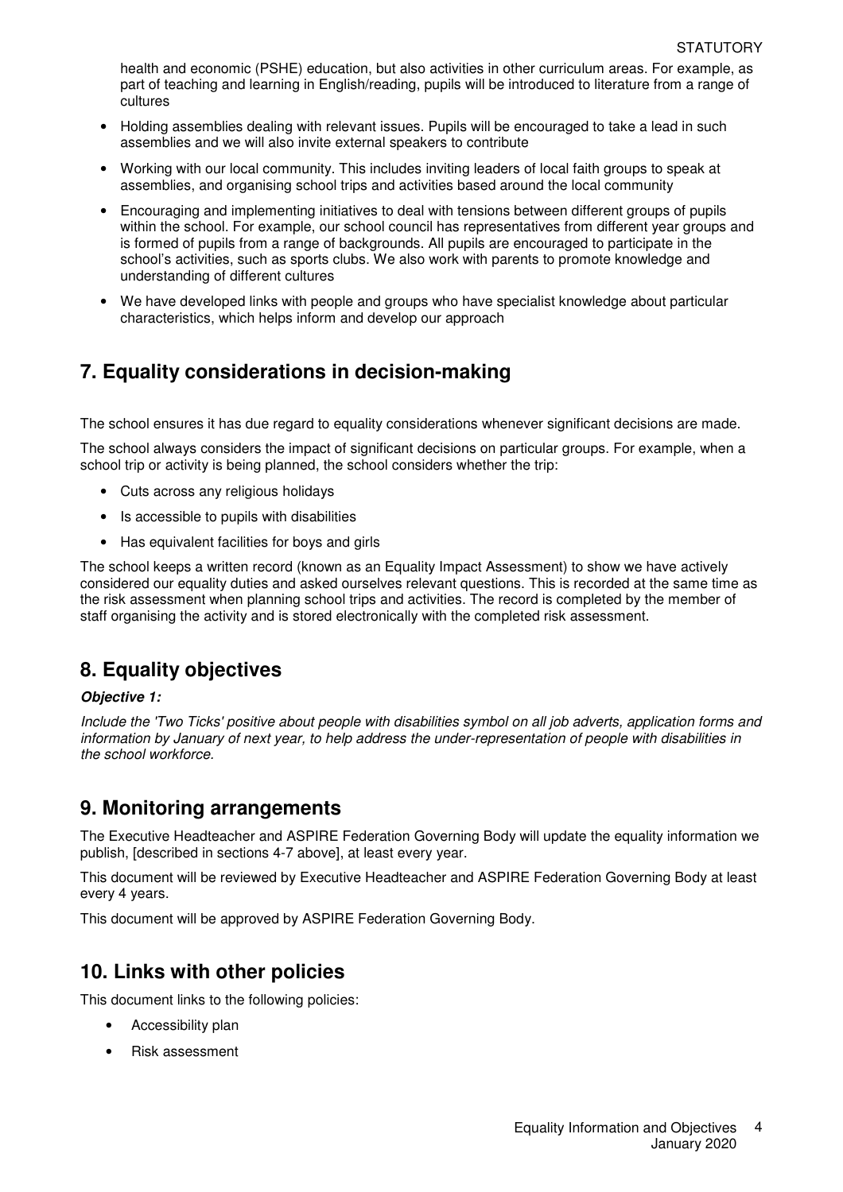health and economic (PSHE) education, but also activities in other curriculum areas. For example, as part of teaching and learning in English/reading, pupils will be introduced to literature from a range of cultures

- Holding assemblies dealing with relevant issues. Pupils will be encouraged to take a lead in such assemblies and we will also invite external speakers to contribute
- Working with our local community. This includes inviting leaders of local faith groups to speak at assemblies, and organising school trips and activities based around the local community
- Encouraging and implementing initiatives to deal with tensions between different groups of pupils within the school. For example, our school council has representatives from different year groups and is formed of pupils from a range of backgrounds. All pupils are encouraged to participate in the school's activities, such as sports clubs. We also work with parents to promote knowledge and understanding of different cultures
- We have developed links with people and groups who have specialist knowledge about particular characteristics, which helps inform and develop our approach

## 7. Equality considerations in decision-making

The school ensures it has due regard to equality considerations whenever significant decisions are made.

The school always considers the impact of significant decisions on particular groups. For example, when a school trip or activity is being planned, the school considers whether the trip:

- Cuts across any religious holidays
- Is accessible to pupils with disabilities
- Has equivalent facilities for boys and girls

The school keeps a written record (known as an Equality Impact Assessment) to show we have actively considered our equality duties and asked ourselves relevant questions. This is recorded at the same time as the risk assessment when planning school trips and activities. The record is completed by the member of staff organising the activity and is stored electronically with the completed risk assessment.

## 8. Equality objectives

***Objective 1:***

*Include the 'Two Ticks' positive about people with disabilities symbol on all job adverts, application forms and information by January of next year, to help address the under-representation of people with disabilities in the school workforce.*

## 9. Monitoring arrangements

The Executive Headteacher and ASPIRE Federation Governing Body will update the equality information we publish, [described in sections 4-7 above], at least every year.

This document will be reviewed by Executive Headteacher and ASPIRE Federation Governing Body at least every 4 years.

This document will be approved by ASPIRE Federation Governing Body.

## 10. Links with other policies

This document links to the following policies:

- Accessibility plan
- Risk assessment